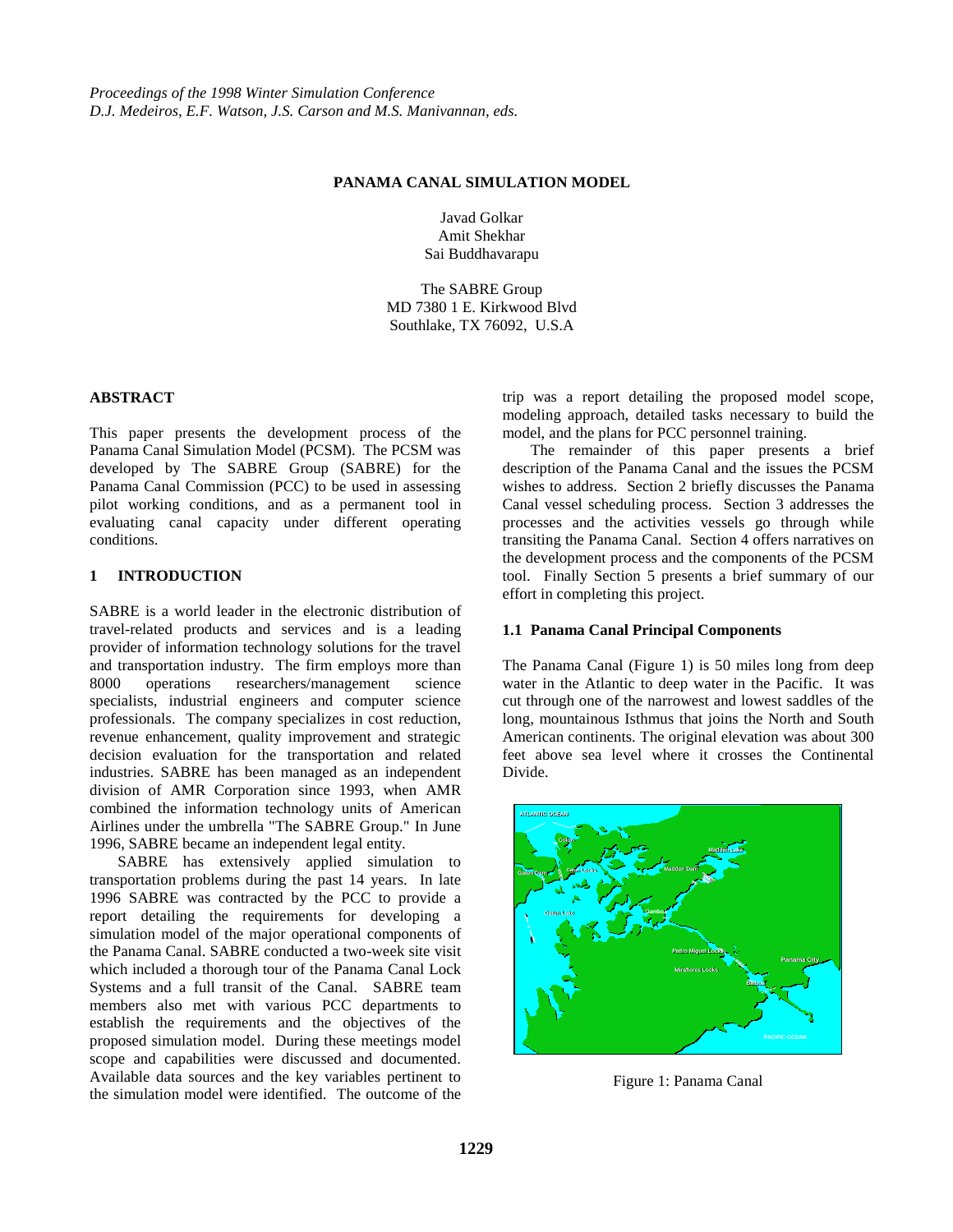*Proceedings of the 1998 Winter Simulation Conference*
*D.J. Medeiros, E.F. Watson, J.S. Carson and M.S. Manivannan, eds.*

# PANAMA CANAL SIMULATION MODEL

Javad Golkar
Amit Shekhar
Sai Buddhavarapu

The SABRE Group
MD 7380 1 E. Kirkwood Blvd
Southlake, TX 76092, U.S.A

## ABSTRACT

This paper presents the development process of the Panama Canal Simulation Model (PCSM). The PCSM was developed by The SABRE Group (SABRE) for the Panama Canal Commission (PCC) to be used in assessing pilot working conditions, and as a permanent tool in evaluating canal capacity under different operating conditions.

## 1 INTRODUCTION

SABRE is a world leader in the electronic distribution of travel-related products and services and is a leading provider of information technology solutions for the travel and transportation industry. The firm employs more than 8000 operations researchers/management science specialists, industrial engineers and computer science professionals. The company specializes in cost reduction, revenue enhancement, quality improvement and strategic decision evaluation for the transportation and related industries. SABRE has been managed as an independent division of AMR Corporation since 1993, when AMR combined the information technology units of American Airlines under the umbrella "The SABRE Group." In June 1996, SABRE became an independent legal entity.

SABRE has extensively applied simulation to transportation problems during the past 14 years. In late 1996 SABRE was contracted by the PCC to provide a report detailing the requirements for developing a simulation model of the major operational components of the Panama Canal. SABRE conducted a two-week site visit which included a thorough tour of the Panama Canal Lock Systems and a full transit of the Canal. SABRE team members also met with various PCC departments to establish the requirements and the objectives of the proposed simulation model. During these meetings model scope and capabilities were discussed and documented. Available data sources and the key variables pertinent to the simulation model were identified. The outcome of the trip was a report detailing the proposed model scope, modeling approach, detailed tasks necessary to build the model, and the plans for PCC personnel training.

The remainder of this paper presents a brief description of the Panama Canal and the issues the PCSM wishes to address. Section 2 briefly discusses the Panama Canal vessel scheduling process. Section 3 addresses the processes and the activities vessels go through while transiting the Panama Canal. Section 4 offers narratives on the development process and the components of the PCSM tool. Finally Section 5 presents a brief summary of our effort in completing this project.

### 1.1 Panama Canal Principal Components

The Panama Canal (Figure 1) is 50 miles long from deep water in the Atlantic to deep water in the Pacific. It was cut through one of the narrowest and lowest saddles of the long, mountainous Isthmus that joins the North and South American continents. The original elevation was about 300 feet above sea level where it crosses the Continental Divide.

Figure 1: Panama Canal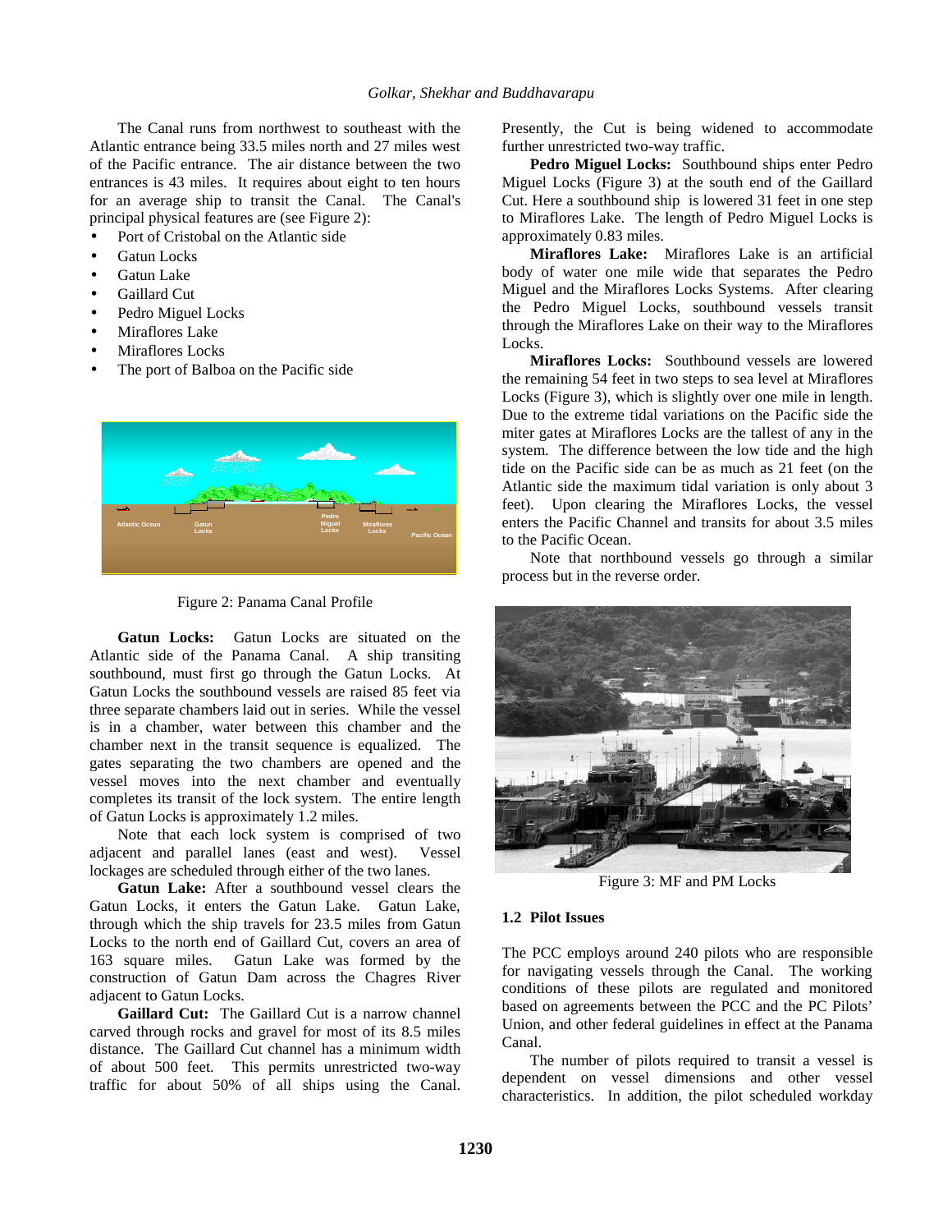The Canal runs from northwest to southeast with the Atlantic entrance being 33.5 miles north and 27 miles west of the Pacific entrance. The air distance between the two entrances is 43 miles. It requires about eight to ten hours for an average ship to transit the Canal. The Canal's principal physical features are (see Figure 2):

- Port of Cristobal on the Atlantic side
- Gatun Locks
- Gatun Lake
- Gaillard Cut
- Pedro Miguel Locks
- Miraflores Lake
- Miraflores Locks
- The port of Balboa on the Pacific side

Figure 2: Panama Canal Profile

**Gatun Locks:** Gatun Locks are situated on the Atlantic side of the Panama Canal. A ship transiting southbound, must first go through the Gatun Locks. At Gatun Locks the southbound vessels are raised 85 feet via three separate chambers laid out in series. While the vessel is in a chamber, water between this chamber and the chamber next in the transit sequence is equalized. The gates separating the two chambers are opened and the vessel moves into the next chamber and eventually completes its transit of the lock system. The entire length of Gatun Locks is approximately 1.2 miles.

Note that each lock system is comprised of two adjacent and parallel lanes (east and west). Vessel lockages are scheduled through either of the two lanes.

**Gatun Lake:** After a southbound vessel clears the Gatun Locks, it enters the Gatun Lake. Gatun Lake, through which the ship travels for 23.5 miles from Gatun Locks to the north end of Gaillard Cut, covers an area of 163 square miles. Gatun Lake was formed by the construction of Gatun Dam across the Chagres River adjacent to Gatun Locks.

**Gaillard Cut:** The Gaillard Cut is a narrow channel carved through rocks and gravel for most of its 8.5 miles distance. The Gaillard Cut channel has a minimum width of about 500 feet. This permits unrestricted two-way traffic for about 50% of all ships using the Canal. Presently, the Cut is being widened to accommodate further unrestricted two-way traffic.

**Pedro Miguel Locks:** Southbound ships enter Pedro Miguel Locks (Figure 3) at the south end of the Gaillard Cut. Here a southbound ship is lowered 31 feet in one step to Miraflores Lake. The length of Pedro Miguel Locks is approximately 0.83 miles.

**Miraflores Lake:** Miraflores Lake is an artificial body of water one mile wide that separates the Pedro Miguel and the Miraflores Locks Systems. After clearing the Pedro Miguel Locks, southbound vessels transit through the Miraflores Lake on their way to the Miraflores Locks.

**Miraflores Locks:** Southbound vessels are lowered the remaining 54 feet in two steps to sea level at Miraflores Locks (Figure 3), which is slightly over one mile in length. Due to the extreme tidal variations on the Pacific side the miter gates at Miraflores Locks are the tallest of any in the system. The difference between the low tide and the high tide on the Pacific side can be as much as 21 feet (on the Atlantic side the maximum tidal variation is only about 3 feet). Upon clearing the Miraflores Locks, the vessel enters the Pacific Channel and transits for about 3.5 miles to the Pacific Ocean.

Note that northbound vessels go through a similar process but in the reverse order.

Figure 3: MF and PM Locks

### 1.2 Pilot Issues

The PCC employs around 240 pilots who are responsible for navigating vessels through the Canal. The working conditions of these pilots are regulated and monitored based on agreements between the PCC and the PC Pilots' Union, and other federal guidelines in effect at the Panama Canal.

The number of pilots required to transit a vessel is dependent on vessel dimensions and other vessel characteristics. In addition, the pilot scheduled workday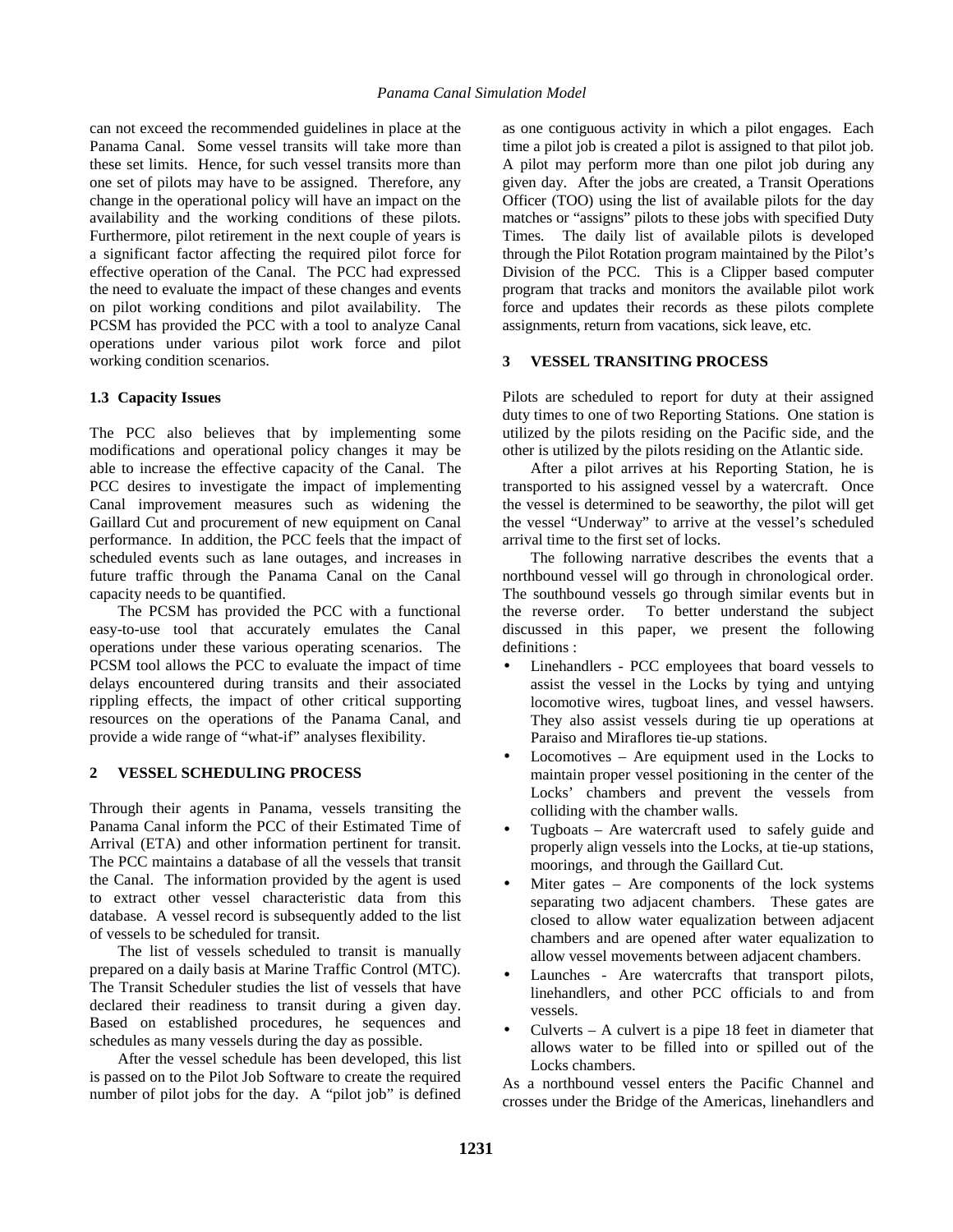can not exceed the recommended guidelines in place at the Panama Canal. Some vessel transits will take more than these set limits. Hence, for such vessel transits more than one set of pilots may have to be assigned. Therefore, any change in the operational policy will have an impact on the availability and the working conditions of these pilots. Furthermore, pilot retirement in the next couple of years is a significant factor affecting the required pilot force for effective operation of the Canal. The PCC had expressed the need to evaluate the impact of these changes and events on pilot working conditions and pilot availability. The PCSM has provided the PCC with a tool to analyze Canal operations under various pilot work force and pilot working condition scenarios.

### 1.3 Capacity Issues

The PCC also believes that by implementing some modifications and operational policy changes it may be able to increase the effective capacity of the Canal. The PCC desires to investigate the impact of implementing Canal improvement measures such as widening the Gaillard Cut and procurement of new equipment on Canal performance. In addition, the PCC feels that the impact of scheduled events such as lane outages, and increases in future traffic through the Panama Canal on the Canal capacity needs to be quantified.

The PCSM has provided the PCC with a functional easy-to-use tool that accurately emulates the Canal operations under these various operating scenarios. The PCSM tool allows the PCC to evaluate the impact of time delays encountered during transits and their associated rippling effects, the impact of other critical supporting resources on the operations of the Panama Canal, and provide a wide range of "what-if" analyses flexibility.

## 2 VESSEL SCHEDULING PROCESS

Through their agents in Panama, vessels transiting the Panama Canal inform the PCC of their Estimated Time of Arrival (ETA) and other information pertinent for transit. The PCC maintains a database of all the vessels that transit the Canal. The information provided by the agent is used to extract other vessel characteristic data from this database. A vessel record is subsequently added to the list of vessels to be scheduled for transit.

The list of vessels scheduled to transit is manually prepared on a daily basis at Marine Traffic Control (MTC). The Transit Scheduler studies the list of vessels that have declared their readiness to transit during a given day. Based on established procedures, he sequences and schedules as many vessels during the day as possible.

After the vessel schedule has been developed, this list is passed on to the Pilot Job Software to create the required number of pilot jobs for the day. A "pilot job" is defined as one contiguous activity in which a pilot engages. Each time a pilot job is created a pilot is assigned to that pilot job. A pilot may perform more than one pilot job during any given day. After the jobs are created, a Transit Operations Officer (TOO) using the list of available pilots for the day matches or "assigns" pilots to these jobs with specified Duty Times. The daily list of available pilots is developed through the Pilot Rotation program maintained by the Pilot's Division of the PCC. This is a Clipper based computer program that tracks and monitors the available pilot work force and updates their records as these pilots complete assignments, return from vacations, sick leave, etc.

## 3 VESSEL TRANSITING PROCESS

Pilots are scheduled to report for duty at their assigned duty times to one of two Reporting Stations. One station is utilized by the pilots residing on the Pacific side, and the other is utilized by the pilots residing on the Atlantic side.

After a pilot arrives at his Reporting Station, he is transported to his assigned vessel by a watercraft. Once the vessel is determined to be seaworthy, the pilot will get the vessel "Underway" to arrive at the vessel's scheduled arrival time to the first set of locks.

The following narrative describes the events that a northbound vessel will go through in chronological order. The southbound vessels go through similar events but in the reverse order. To better understand the subject discussed in this paper, we present the following definitions :

- Linehandlers - PCC employees that board vessels to assist the vessel in the Locks by tying and untying locomotive wires, tugboat lines, and vessel hawsers. They also assist vessels during tie up operations at Paraiso and Miraflores tie-up stations.
- Locomotives – Are equipment used in the Locks to maintain proper vessel positioning in the center of the Locks' chambers and prevent the vessels from colliding with the chamber walls.
- Tugboats – Are watercraft used to safely guide and properly align vessels into the Locks, at tie-up stations, moorings, and through the Gaillard Cut.
- Miter gates – Are components of the lock systems separating two adjacent chambers. These gates are closed to allow water equalization between adjacent chambers and are opened after water equalization to allow vessel movements between adjacent chambers.
- Launches - Are watercrafts that transport pilots, linehandlers, and other PCC officials to and from vessels.
- Culverts – A culvert is a pipe 18 feet in diameter that allows water to be filled into or spilled out of the Locks chambers.

As a northbound vessel enters the Pacific Channel and crosses under the Bridge of the Americas, linehandlers and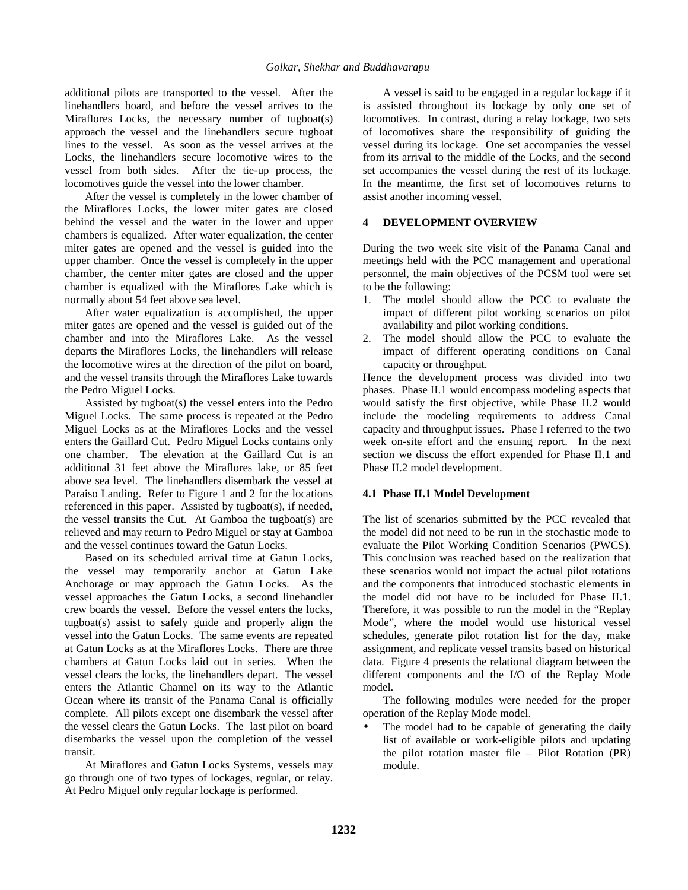additional pilots are transported to the vessel. After the linehandlers board, and before the vessel arrives to the Miraflores Locks, the necessary number of tugboat(s) approach the vessel and the linehandlers secure tugboat lines to the vessel. As soon as the vessel arrives at the Locks, the linehandlers secure locomotive wires to the vessel from both sides. After the tie-up process, the locomotives guide the vessel into the lower chamber.

After the vessel is completely in the lower chamber of the Miraflores Locks, the lower miter gates are closed behind the vessel and the water in the lower and upper chambers is equalized. After water equalization, the center miter gates are opened and the vessel is guided into the upper chamber. Once the vessel is completely in the upper chamber, the center miter gates are closed and the upper chamber is equalized with the Miraflores Lake which is normally about 54 feet above sea level.

After water equalization is accomplished, the upper miter gates are opened and the vessel is guided out of the chamber and into the Miraflores Lake. As the vessel departs the Miraflores Locks, the linehandlers will release the locomotive wires at the direction of the pilot on board, and the vessel transits through the Miraflores Lake towards the Pedro Miguel Locks.

Assisted by tugboat(s) the vessel enters into the Pedro Miguel Locks. The same process is repeated at the Pedro Miguel Locks as at the Miraflores Locks and the vessel enters the Gaillard Cut. Pedro Miguel Locks contains only one chamber. The elevation at the Gaillard Cut is an additional 31 feet above the Miraflores lake, or 85 feet above sea level. The linehandlers disembark the vessel at Paraiso Landing. Refer to Figure 1 and 2 for the locations referenced in this paper. Assisted by tugboat(s), if needed, the vessel transits the Cut. At Gamboa the tugboat(s) are relieved and may return to Pedro Miguel or stay at Gamboa and the vessel continues toward the Gatun Locks.

Based on its scheduled arrival time at Gatun Locks, the vessel may temporarily anchor at Gatun Lake Anchorage or may approach the Gatun Locks. As the vessel approaches the Gatun Locks, a second linehandler crew boards the vessel. Before the vessel enters the locks, tugboat(s) assist to safely guide and properly align the vessel into the Gatun Locks. The same events are repeated at Gatun Locks as at the Miraflores Locks. There are three chambers at Gatun Locks laid out in series. When the vessel clears the locks, the linehandlers depart. The vessel enters the Atlantic Channel on its way to the Atlantic Ocean where its transit of the Panama Canal is officially complete. All pilots except one disembark the vessel after the vessel clears the Gatun Locks. The last pilot on board disembarks the vessel upon the completion of the vessel transit.

At Miraflores and Gatun Locks Systems, vessels may go through one of two types of lockages, regular, or relay. At Pedro Miguel only regular lockage is performed.

A vessel is said to be engaged in a regular lockage if it is assisted throughout its lockage by only one set of locomotives. In contrast, during a relay lockage, two sets of locomotives share the responsibility of guiding the vessel during its lockage. One set accompanies the vessel from its arrival to the middle of the Locks, and the second set accompanies the vessel during the rest of its lockage. In the meantime, the first set of locomotives returns to assist another incoming vessel.

## 4 DEVELOPMENT OVERVIEW

During the two week site visit of the Panama Canal and meetings held with the PCC management and operational personnel, the main objectives of the PCSM tool were set to be the following:

1. The model should allow the PCC to evaluate the impact of different pilot working scenarios on pilot availability and pilot working conditions.
2. The model should allow the PCC to evaluate the impact of different operating conditions on Canal capacity or throughput.

Hence the development process was divided into two phases. Phase II.1 would encompass modeling aspects that would satisfy the first objective, while Phase II.2 would include the modeling requirements to address Canal capacity and throughput issues. Phase I referred to the two week on-site effort and the ensuing report. In the next section we discuss the effort expended for Phase II.1 and Phase II.2 model development.

### 4.1 Phase II.1 Model Development

The list of scenarios submitted by the PCC revealed that the model did not need to be run in the stochastic mode to evaluate the Pilot Working Condition Scenarios (PWCS). This conclusion was reached based on the realization that these scenarios would not impact the actual pilot rotations and the components that introduced stochastic elements in the model did not have to be included for Phase II.1. Therefore, it was possible to run the model in the "Replay Mode", where the model would use historical vessel schedules, generate pilot rotation list for the day, make assignment, and replicate vessel transits based on historical data. Figure 4 presents the relational diagram between the different components and the I/O of the Replay Mode model.

The following modules were needed for the proper operation of the Replay Mode model.

- The model had to be capable of generating the daily list of available or work-eligible pilots and updating the pilot rotation master file – Pilot Rotation (PR) module.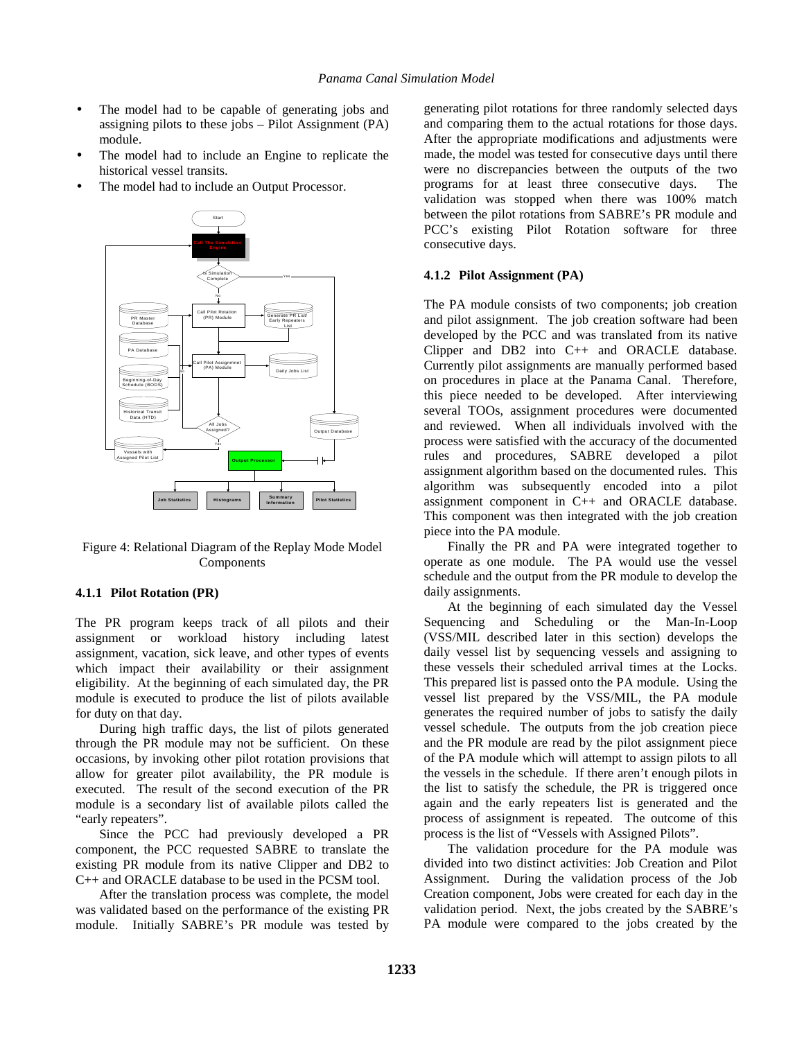- The model had to be capable of generating jobs and assigning pilots to these jobs – Pilot Assignment (PA) module.
- The model had to include an Engine to replicate the historical vessel transits.
- The model had to include an Output Processor.

Figure 4: Relational Diagram of the Replay Mode Model Components

### 4.1.1 Pilot Rotation (PR)

The PR program keeps track of all pilots and their assignment or workload history including latest assignment, vacation, sick leave, and other types of events which impact their availability or their assignment eligibility. At the beginning of each simulated day, the PR module is executed to produce the list of pilots available for duty on that day.

During high traffic days, the list of pilots generated through the PR module may not be sufficient. On these occasions, by invoking other pilot rotation provisions that allow for greater pilot availability, the PR module is executed. The result of the second execution of the PR module is a secondary list of available pilots called the "early repeaters".

Since the PCC had previously developed a PR component, the PCC requested SABRE to translate the existing PR module from its native Clipper and DB2 to C++ and ORACLE database to be used in the PCSM tool.

After the translation process was complete, the model was validated based on the performance of the existing PR module. Initially SABRE's PR module was tested by generating pilot rotations for three randomly selected days and comparing them to the actual rotations for those days. After the appropriate modifications and adjustments were made, the model was tested for consecutive days until there were no discrepancies between the outputs of the two programs for at least three consecutive days. The validation was stopped when there was 100% match between the pilot rotations from SABRE's PR module and PCC's existing Pilot Rotation software for three consecutive days.

### 4.1.2 Pilot Assignment (PA)

The PA module consists of two components; job creation and pilot assignment. The job creation software had been developed by the PCC and was translated from its native Clipper and DB2 into C++ and ORACLE database. Currently pilot assignments are manually performed based on procedures in place at the Panama Canal. Therefore, this piece needed to be developed. After interviewing several TOOs, assignment procedures were documented and reviewed. When all individuals involved with the process were satisfied with the accuracy of the documented rules and procedures, SABRE developed a pilot assignment algorithm based on the documented rules. This algorithm was subsequently encoded into a pilot assignment component in C++ and ORACLE database. This component was then integrated with the job creation piece into the PA module.

Finally the PR and PA were integrated together to operate as one module. The PA would use the vessel schedule and the output from the PR module to develop the daily assignments.

At the beginning of each simulated day the Vessel Sequencing and Scheduling or the Man-In-Loop (VSS/MIL described later in this section) develops the daily vessel list by sequencing vessels and assigning to these vessels their scheduled arrival times at the Locks. This prepared list is passed onto the PA module. Using the vessel list prepared by the VSS/MIL, the PA module generates the required number of jobs to satisfy the daily vessel schedule. The outputs from the job creation piece and the PR module are read by the pilot assignment piece of the PA module which will attempt to assign pilots to all the vessels in the schedule. If there aren't enough pilots in the list to satisfy the schedule, the PR is triggered once again and the early repeaters list is generated and the process of assignment is repeated. The outcome of this process is the list of "Vessels with Assigned Pilots".

The validation procedure for the PA module was divided into two distinct activities: Job Creation and Pilot Assignment. During the validation process of the Job Creation component, Jobs were created for each day in the validation period. Next, the jobs created by the SABRE's PA module were compared to the jobs created by the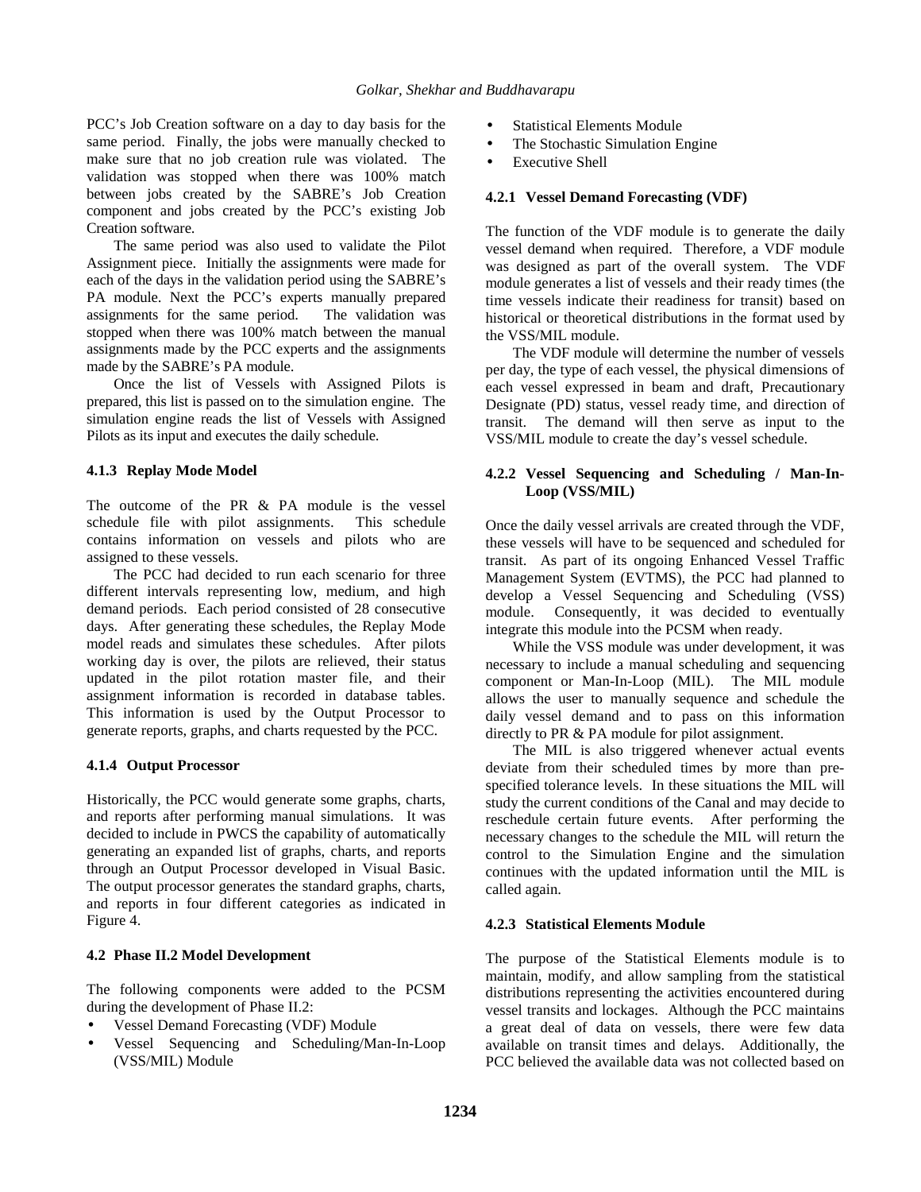PCC's Job Creation software on a day to day basis for the same period. Finally, the jobs were manually checked to make sure that no job creation rule was violated. The validation was stopped when there was 100% match between jobs created by the SABRE's Job Creation component and jobs created by the PCC's existing Job Creation software.

The same period was also used to validate the Pilot Assignment piece. Initially the assignments were made for each of the days in the validation period using the SABRE's PA module. Next the PCC's experts manually prepared assignments for the same period. The validation was stopped when there was 100% match between the manual assignments made by the PCC experts and the assignments made by the SABRE's PA module.

Once the list of Vessels with Assigned Pilots is prepared, this list is passed on to the simulation engine. The simulation engine reads the list of Vessels with Assigned Pilots as its input and executes the daily schedule.

### 4.1.3 Replay Mode Model

The outcome of the PR & PA module is the vessel schedule file with pilot assignments. This schedule contains information on vessels and pilots who are assigned to these vessels.

The PCC had decided to run each scenario for three different intervals representing low, medium, and high demand periods. Each period consisted of 28 consecutive days. After generating these schedules, the Replay Mode model reads and simulates these schedules. After pilots working day is over, the pilots are relieved, their status updated in the pilot rotation master file, and their assignment information is recorded in database tables. This information is used by the Output Processor to generate reports, graphs, and charts requested by the PCC.

### 4.1.4 Output Processor

Historically, the PCC would generate some graphs, charts, and reports after performing manual simulations. It was decided to include in PWCS the capability of automatically generating an expanded list of graphs, charts, and reports through an Output Processor developed in Visual Basic. The output processor generates the standard graphs, charts, and reports in four different categories as indicated in Figure 4.

## 4.2 Phase II.2 Model Development

The following components were added to the PCSM during the development of Phase II.2:

- Vessel Demand Forecasting (VDF) Module
- Vessel Sequencing and Scheduling/Man-In-Loop (VSS/MIL) Module
- Statistical Elements Module
- The Stochastic Simulation Engine
- Executive Shell

### 4.2.1 Vessel Demand Forecasting (VDF)

The function of the VDF module is to generate the daily vessel demand when required. Therefore, a VDF module was designed as part of the overall system. The VDF module generates a list of vessels and their ready times (the time vessels indicate their readiness for transit) based on historical or theoretical distributions in the format used by the VSS/MIL module.

The VDF module will determine the number of vessels per day, the type of each vessel, the physical dimensions of each vessel expressed in beam and draft, Precautionary Designate (PD) status, vessel ready time, and direction of transit. The demand will then serve as input to the VSS/MIL module to create the day's vessel schedule.

### 4.2.2 Vessel Sequencing and Scheduling / Man-In-Loop (VSS/MIL)

Once the daily vessel arrivals are created through the VDF, these vessels will have to be sequenced and scheduled for transit. As part of its ongoing Enhanced Vessel Traffic Management System (EVTMS), the PCC had planned to develop a Vessel Sequencing and Scheduling (VSS) module. Consequently, it was decided to eventually integrate this module into the PCSM when ready.

While the VSS module was under development, it was necessary to include a manual scheduling and sequencing component or Man-In-Loop (MIL). The MIL module allows the user to manually sequence and schedule the daily vessel demand and to pass on this information directly to PR & PA module for pilot assignment.

The MIL is also triggered whenever actual events deviate from their scheduled times by more than pre-specified tolerance levels. In these situations the MIL will study the current conditions of the Canal and may decide to reschedule certain future events. After performing the necessary changes to the schedule the MIL will return the control to the Simulation Engine and the simulation continues with the updated information until the MIL is called again.

### 4.2.3 Statistical Elements Module

The purpose of the Statistical Elements module is to maintain, modify, and allow sampling from the statistical distributions representing the activities encountered during vessel transits and lockages. Although the PCC maintains a great deal of data on vessels, there were few data available on transit times and delays. Additionally, the PCC believed the available data was not collected based on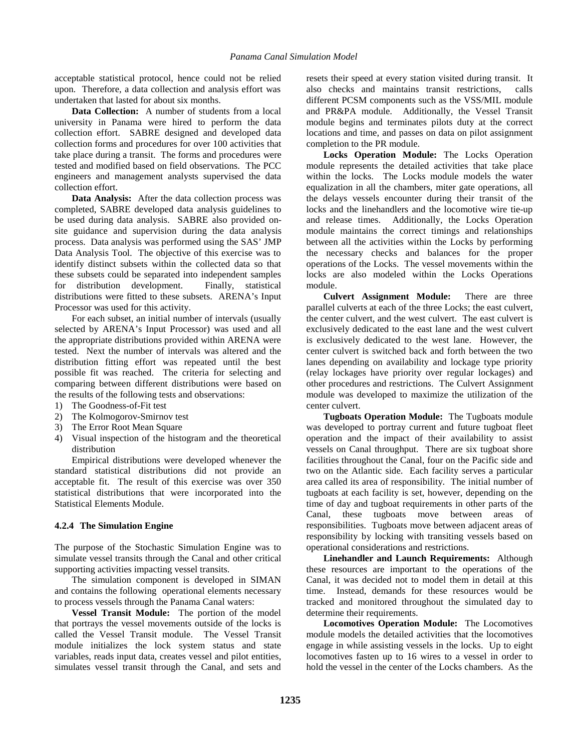acceptable statistical protocol, hence could not be relied upon. Therefore, a data collection and analysis effort was undertaken that lasted for about six months.

**Data Collection:** A number of students from a local university in Panama were hired to perform the data collection effort. SABRE designed and developed data collection forms and procedures for over 100 activities that take place during a transit. The forms and procedures were tested and modified based on field observations. The PCC engineers and management analysts supervised the data collection effort.

**Data Analysis:** After the data collection process was completed, SABRE developed data analysis guidelines to be used during data analysis. SABRE also provided on-site guidance and supervision during the data analysis process. Data analysis was performed using the SAS' JMP Data Analysis Tool. The objective of this exercise was to identify distinct subsets within the collected data so that these subsets could be separated into independent samples for distribution development. Finally, statistical distributions were fitted to these subsets. ARENA's Input Processor was used for this activity.

For each subset, an initial number of intervals (usually selected by ARENA's Input Processor) was used and all the appropriate distributions provided within ARENA were tested. Next the number of intervals was altered and the distribution fitting effort was repeated until the best possible fit was reached. The criteria for selecting and comparing between different distributions were based on the results of the following tests and observations:

1) The Goodness-of-Fit test
2) The Kolmogorov-Smirnov test
3) The Error Root Mean Square
4) Visual inspection of the histogram and the theoretical distribution

Empirical distributions were developed whenever the standard statistical distributions did not provide an acceptable fit. The result of this exercise was over 350 statistical distributions that were incorporated into the Statistical Elements Module.

### 4.2.4 The Simulation Engine

The purpose of the Stochastic Simulation Engine was to simulate vessel transits through the Canal and other critical supporting activities impacting vessel transits.

The simulation component is developed in SIMAN and contains the following operational elements necessary to process vessels through the Panama Canal waters:

**Vessel Transit Module:** The portion of the model that portrays the vessel movements outside of the locks is called the Vessel Transit module. The Vessel Transit module initializes the lock system status and state variables, reads input data, creates vessel and pilot entities, simulates vessel transit through the Canal, and sets and resets their speed at every station visited during transit. It also checks and maintains transit restrictions, calls different PCSM components such as the VSS/MIL module and PR&PA module. Additionally, the Vessel Transit module begins and terminates pilots duty at the correct locations and time, and passes on data on pilot assignment completion to the PR module.

**Locks Operation Module:** The Locks Operation module represents the detailed activities that take place within the locks. The Locks module models the water equalization in all the chambers, miter gate operations, all the delays vessels encounter during their transit of the locks and the linehandlers and the locomotive wire tie-up and release times. Additionally, the Locks Operation module maintains the correct timings and relationships between all the activities within the Locks by performing the necessary checks and balances for the proper operations of the Locks. The vessel movements within the locks are also modeled within the Locks Operations module.

**Culvert Assignment Module:** There are three parallel culverts at each of the three Locks; the east culvert, the center culvert, and the west culvert. The east culvert is exclusively dedicated to the east lane and the west culvert is exclusively dedicated to the west lane. However, the center culvert is switched back and forth between the two lanes depending on availability and lockage type priority (relay lockages have priority over regular lockages) and other procedures and restrictions. The Culvert Assignment module was developed to maximize the utilization of the center culvert.

**Tugboats Operation Module:** The Tugboats module was developed to portray current and future tugboat fleet operation and the impact of their availability to assist vessels on Canal throughput. There are six tugboat shore facilities throughout the Canal, four on the Pacific side and two on the Atlantic side. Each facility serves a particular area called its area of responsibility. The initial number of tugboats at each facility is set, however, depending on the time of day and tugboat requirements in other parts of the Canal, these tugboats move between areas of responsibilities. Tugboats move between adjacent areas of responsibility by locking with transiting vessels based on operational considerations and restrictions.

**Linehandler and Launch Requirements:** Although these resources are important to the operations of the Canal, it was decided not to model them in detail at this time. Instead, demands for these resources would be tracked and monitored throughout the simulated day to determine their requirements.

**Locomotives Operation Module:** The Locomotives module models the detailed activities that the locomotives engage in while assisting vessels in the locks. Up to eight locomotives fasten up to 16 wires to a vessel in order to hold the vessel in the center of the Locks chambers. As the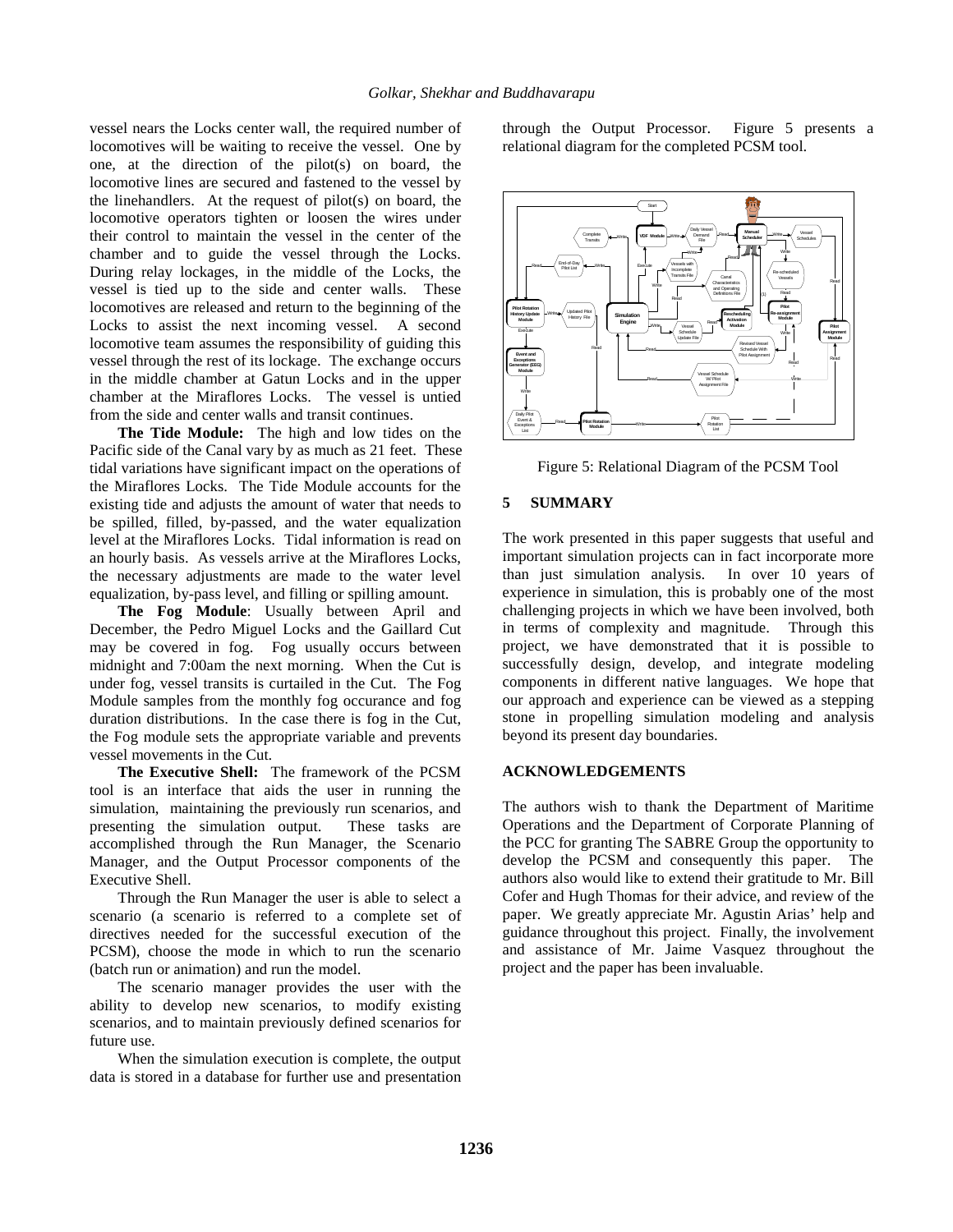vessel nears the Locks center wall, the required number of locomotives will be waiting to receive the vessel. One by one, at the direction of the pilot(s) on board, the locomotive lines are secured and fastened to the vessel by the linehandlers. At the request of pilot(s) on board, the locomotive operators tighten or loosen the wires under their control to maintain the vessel in the center of the chamber and to guide the vessel through the Locks. During relay lockages, in the middle of the Locks, the vessel is tied up to the side and center walls. These locomotives are released and return to the beginning of the Locks to assist the next incoming vessel. A second locomotive team assumes the responsibility of guiding this vessel through the rest of its lockage. The exchange occurs in the middle chamber at Gatun Locks and in the upper chamber at the Miraflores Locks. The vessel is untied from the side and center walls and transit continues.

**The Tide Module:** The high and low tides on the Pacific side of the Canal vary by as much as 21 feet. These tidal variations have significant impact on the operations of the Miraflores Locks. The Tide Module accounts for the existing tide and adjusts the amount of water that needs to be spilled, filled, by-passed, and the water equalization level at the Miraflores Locks. Tidal information is read on an hourly basis. As vessels arrive at the Miraflores Locks, the necessary adjustments are made to the water level equalization, by-pass level, and filling or spilling amount.

**The Fog Module**: Usually between April and December, the Pedro Miguel Locks and the Gaillard Cut may be covered in fog. Fog usually occurs between midnight and 7:00am the next morning. When the Cut is under fog, vessel transits is curtailed in the Cut. The Fog Module samples from the monthly fog occurance and fog duration distributions. In the case there is fog in the Cut, the Fog module sets the appropriate variable and prevents vessel movements in the Cut.

**The Executive Shell:** The framework of the PCSM tool is an interface that aids the user in running the simulation, maintaining the previously run scenarios, and presenting the simulation output. These tasks are accomplished through the Run Manager, the Scenario Manager, and the Output Processor components of the Executive Shell.

Through the Run Manager the user is able to select a scenario (a scenario is referred to a complete set of directives needed for the successful execution of the PCSM), choose the mode in which to run the scenario (batch run or animation) and run the model.

The scenario manager provides the user with the ability to develop new scenarios, to modify existing scenarios, and to maintain previously defined scenarios for future use.

When the simulation execution is complete, the output data is stored in a database for further use and presentation through the Output Processor. Figure 5 presents a relational diagram for the completed PCSM tool.

Figure 5: Relational Diagram of the PCSM Tool

## 5 SUMMARY

The work presented in this paper suggests that useful and important simulation projects can in fact incorporate more than just simulation analysis. In over 10 years of experience in simulation, this is probably one of the most challenging projects in which we have been involved, both in terms of complexity and magnitude. Through this project, we have demonstrated that it is possible to successfully design, develop, and integrate modeling components in different native languages. We hope that our approach and experience can be viewed as a stepping stone in propelling simulation modeling and analysis beyond its present day boundaries.

## ACKNOWLEDGEMENTS

The authors wish to thank the Department of Maritime Operations and the Department of Corporate Planning of the PCC for granting The SABRE Group the opportunity to develop the PCSM and consequently this paper. The authors also would like to extend their gratitude to Mr. Bill Cofer and Hugh Thomas for their advice, and review of the paper. We greatly appreciate Mr. Agustin Arias' help and guidance throughout this project. Finally, the involvement and assistance of Mr. Jaime Vasquez throughout the project and the paper has been invaluable.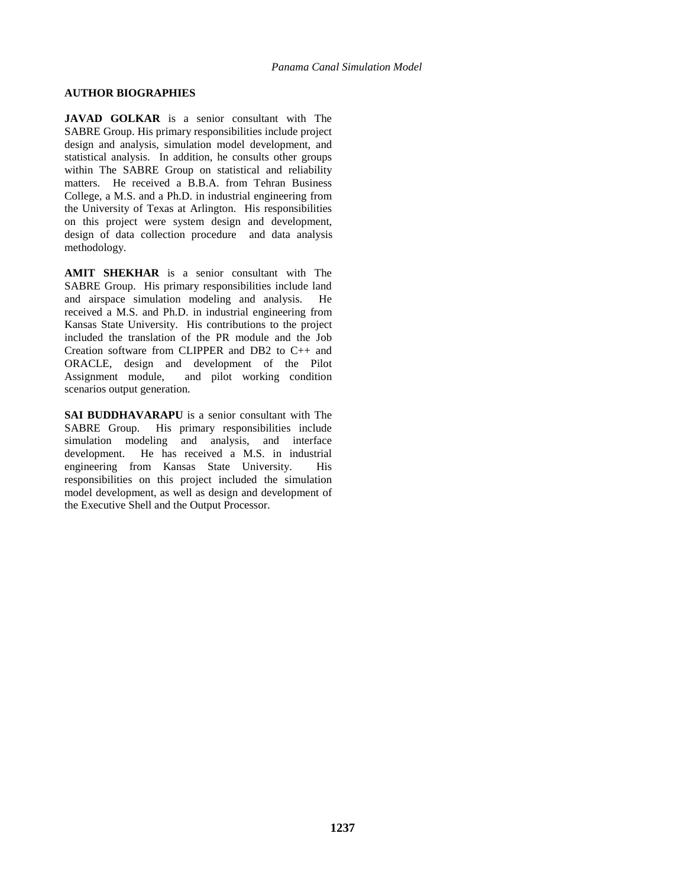## AUTHOR BIOGRAPHIES

**JAVAD GOLKAR** is a senior consultant with The SABRE Group. His primary responsibilities include project design and analysis, simulation model development, and statistical analysis. In addition, he consults other groups within The SABRE Group on statistical and reliability matters. He received a B.B.A. from Tehran Business College, a M.S. and a Ph.D. in industrial engineering from the University of Texas at Arlington. His responsibilities on this project were system design and development, design of data collection procedure and data analysis methodology.

**AMIT SHEKHAR** is a senior consultant with The SABRE Group. His primary responsibilities include land and airspace simulation modeling and analysis. He received a M.S. and Ph.D. in industrial engineering from Kansas State University. His contributions to the project included the translation of the PR module and the Job Creation software from CLIPPER and DB2 to C++ and ORACLE, design and development of the Pilot Assignment module, and pilot working condition scenarios output generation.

**SAI BUDDHAVARAPU** is a senior consultant with The SABRE Group. His primary responsibilities include simulation modeling and analysis, and interface development. He has received a M.S. in industrial engineering from Kansas State University. His responsibilities on this project included the simulation model development, as well as design and development of the Executive Shell and the Output Processor.